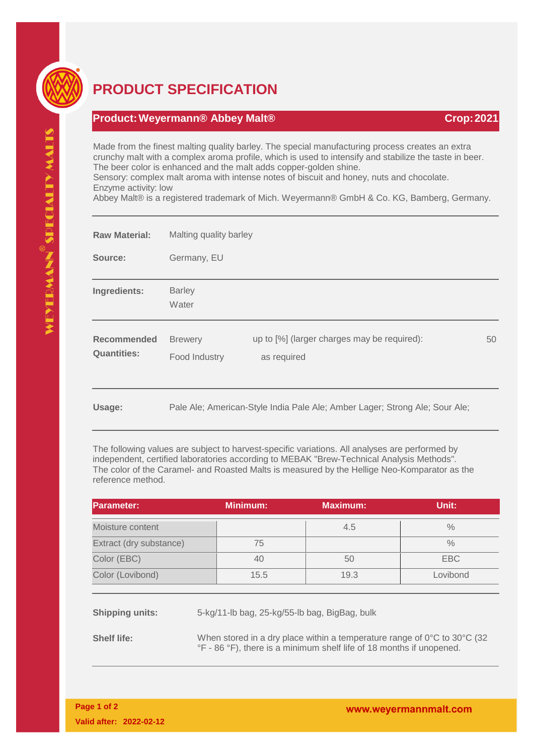# PRODUCT SPECIFICATION

**Product: Weyermann® Abbey Malt®** **Crop: 2021**

Made from the finest malting quality barley. The special manufacturing process creates an extra crunchy malt with a complex aroma profile, which is used to intensify and stabilize the taste in beer. The beer color is enhanced and the malt adds copper-golden shine.
Sensory: complex malt aroma with intense notes of biscuit and honey, nuts and chocolate.
Enzyme activity: low
Abbey Malt® is a registered trademark of Mich. Weyermann® GmbH & Co. KG, Bamberg, Germany.

**Raw Material:** Malting quality barley

**Source:** Germany, EU

**Ingredients:** Barley
Water

**Recommended Quantities:**

| | | |
|---|---|---|
| Brewery | up to [%] (larger charges may be required): | 50 |
| Food Industry | as required | |

**Usage:** Pale Ale; American-Style India Pale Ale; Amber Lager; Strong Ale; Sour Ale;

The following values are subject to harvest-specific variations. All analyses are performed by independent, certified laboratories according to MEBAK "Brew-Technical Analysis Methods". The color of the Caramel- and Roasted Malts is measured by the Hellige Neo-Komparator as the reference method.

| Parameter: | Minimum: | Maximum: | Unit: |
|---|---|---|---|
| Moisture content | | 4.5 | % |
| Extract (dry substance) | 75 | | % |
| Color (EBC) | 40 | 50 | EBC |
| Color (Lovibond) | 15.5 | 19.3 | Lovibond |

**Shipping units:** 5-kg/11-lb bag, 25-kg/55-lb bag, BigBag, bulk

**Shelf life:** When stored in a dry place within a temperature range of 0°C to 30°C (32 °F - 86 °F), there is a minimum shelf life of 18 months if unopened.

**Valid after: 2022-02-12**

**www.weyermannmalt.com**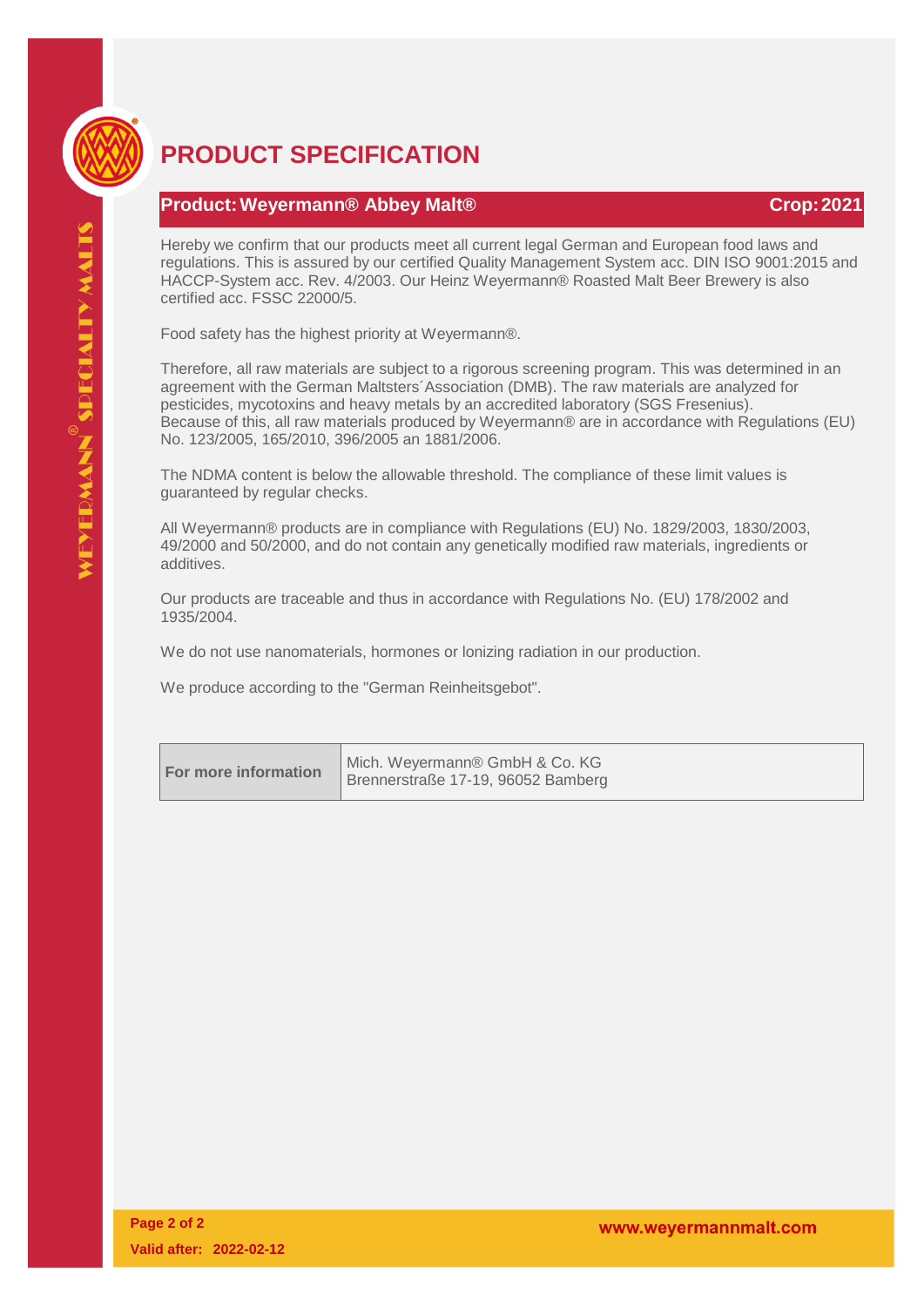# PRODUCT SPECIFICATION

**Product: Weyermann® Abbey Malt®** **Crop: 2021**

Hereby we confirm that our products meet all current legal German and European food laws and regulations. This is assured by our certified Quality Management System acc. DIN ISO 9001:2015 and HACCP-System acc. Rev. 4/2003. Our Heinz Weyermann® Roasted Malt Beer Brewery is also certified acc. FSSC 22000/5.

Food safety has the highest priority at Weyermann®.

Therefore, all raw materials are subject to a rigorous screening program. This was determined in an agreement with the German Maltsters´Association (DMB). The raw materials are analyzed for pesticides, mycotoxins and heavy metals by an accredited laboratory (SGS Fresenius). Because of this, all raw materials produced by Weyermann® are in accordance with Regulations (EU) No. 123/2005, 165/2010, 396/2005 an 1881/2006.

The NDMA content is below the allowable threshold. The compliance of these limit values is guaranteed by regular checks.

All Weyermann® products are in compliance with Regulations (EU) No. 1829/2003, 1830/2003, 49/2000 and 50/2000, and do not contain any genetically modified raw materials, ingredients or additives.

Our products are traceable and thus in accordance with Regulations No. (EU) 178/2002 and 1935/2004.

We do not use nanomaterials, hormones or Ionizing radiation in our production.

We produce according to the "German Reinheitsgebot".

| | |
|---|---|
| **For more information** | Mich. Weyermann® GmbH & Co. KG<br>Brennerstraße 17-19, 96052 Bamberg |

**Valid after: 2022-02-12**

**www.weyermannmalt.com**